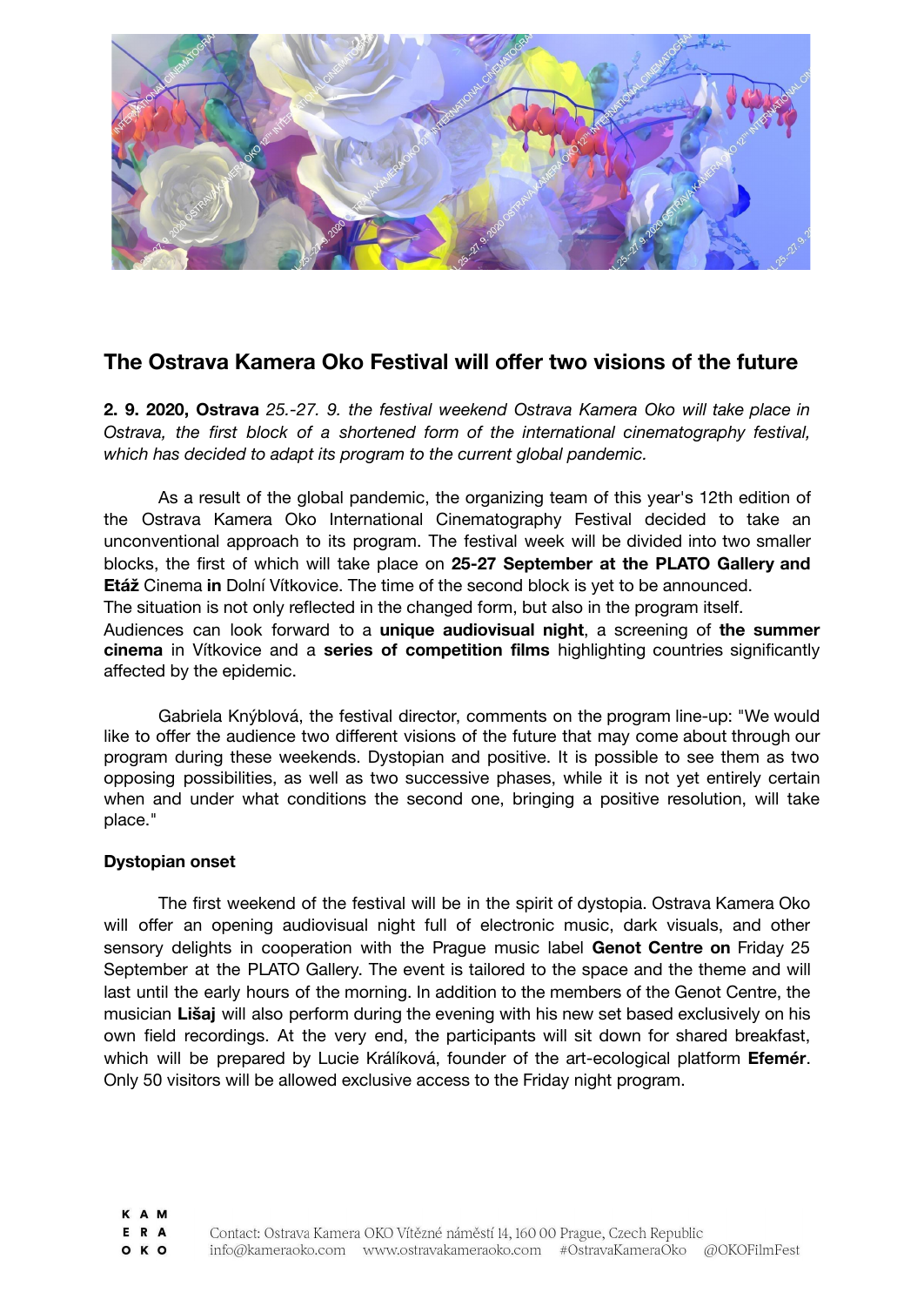# The Ostrava Kamera Oko Festival will offer two visions of the future

**2. 9. 2020, Ostrava** *25.-27. 9. the festival weekend Ostrava Kamera Oko will take place in Ostrava, the first block of a shortened form of the international cinematography festival, which has decided to adapt its program to the current global pandemic.*

As a result of the global pandemic, the organizing team of this year's 12th edition of the Ostrava Kamera Oko International Cinematography Festival decided to take an unconventional approach to its program. The festival week will be divided into two smaller blocks, the first of which will take place on **25-27 September at the PLATO Gallery and Etáž** Cinema **in** Dolní Vítkovice. The time of the second block is yet to be announced.
The situation is not only reflected in the changed form, but also in the program itself.
Audiences can look forward to a **unique audiovisual night**, a screening of **the summer cinema** in Vítkovice and a **series of competition films** highlighting countries significantly affected by the epidemic.

Gabriela Knýblová, the festival director, comments on the program line-up: "We would like to offer the audience two different visions of the future that may come about through our program during these weekends. Dystopian and positive. It is possible to see them as two opposing possibilities, as well as two successive phases, while it is not yet entirely certain when and under what conditions the second one, bringing a positive resolution, will take place."

**Dystopian onset**

The first weekend of the festival will be in the spirit of dystopia. Ostrava Kamera Oko will offer an opening audiovisual night full of electronic music, dark visuals, and other sensory delights in cooperation with the Prague music label **Genot Centre on** Friday 25 September at the PLATO Gallery. The event is tailored to the space and the theme and will last until the early hours of the morning. In addition to the members of the Genot Centre, the musician **Lišaj** will also perform during the evening with his new set based exclusively on his own field recordings. At the very end, the participants will sit down for shared breakfast, which will be prepared by Lucie Králíková, founder of the art-ecological platform **Efemér**. Only 50 visitors will be allowed exclusive access to the Friday night program.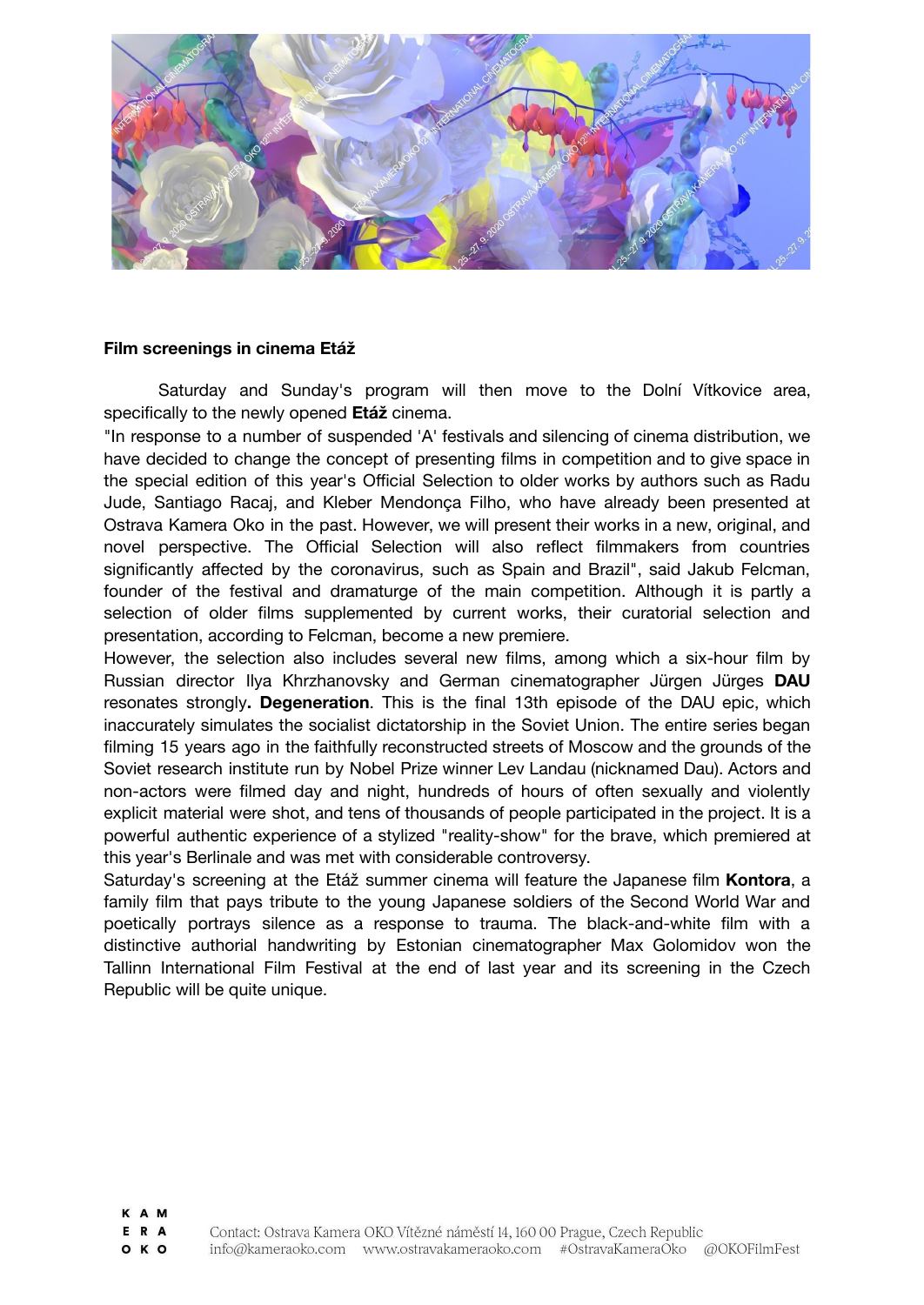**Film screenings in cinema Etáž**

Saturday and Sunday's program will then move to the Dolní Vítkovice area, specifically to the newly opened **Etáž** cinema.

"In response to a number of suspended 'A' festivals and silencing of cinema distribution, we have decided to change the concept of presenting films in competition and to give space in the special edition of this year's Official Selection to older works by authors such as Radu Jude, Santiago Racaj, and Kleber Mendonça Filho, who have already been presented at Ostrava Kamera Oko in the past. However, we will present their works in a new, original, and novel perspective. The Official Selection will also reflect filmmakers from countries significantly affected by the coronavirus, such as Spain and Brazil", said Jakub Felcman, founder of the festival and dramaturge of the main competition. Although it is partly a selection of older films supplemented by current works, their curatorial selection and presentation, according to Felcman, become a new premiere.

However, the selection also includes several new films, among which a six-hour film by Russian director Ilya Khrzhanovsky and German cinematographer Jürgen Jürges **DAU** resonates strongly**. Degeneration**. This is the final 13th episode of the DAU epic, which inaccurately simulates the socialist dictatorship in the Soviet Union. The entire series began filming 15 years ago in the faithfully reconstructed streets of Moscow and the grounds of the Soviet research institute run by Nobel Prize winner Lev Landau (nicknamed Dau). Actors and non-actors were filmed day and night, hundreds of hours of often sexually and violently explicit material were shot, and tens of thousands of people participated in the project. It is a powerful authentic experience of a stylized "reality-show" for the brave, which premiered at this year's Berlinale and was met with considerable controversy.

Saturday's screening at the Etáž summer cinema will feature the Japanese film **Kontora**, a family film that pays tribute to the young Japanese soldiers of the Second World War and poetically portrays silence as a response to trauma. The black-and-white film with a distinctive authorial handwriting by Estonian cinematographer Max Golomidov won the Tallinn International Film Festival at the end of last year and its screening in the Czech Republic will be quite unique.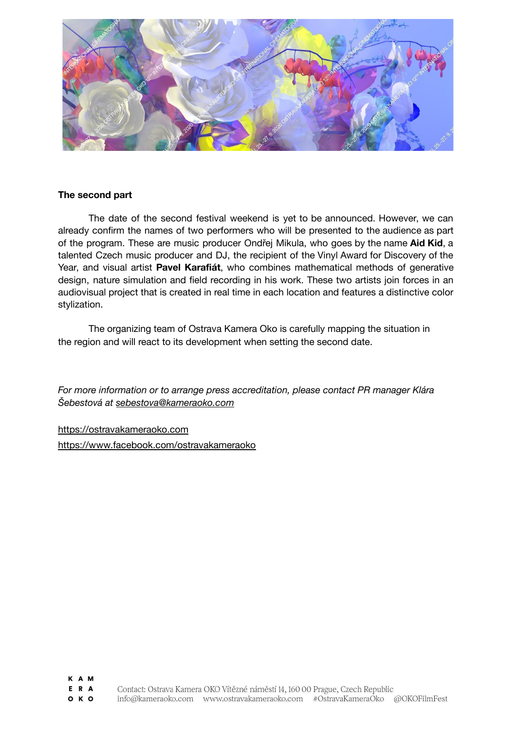**The second part**

The date of the second festival weekend is yet to be announced. However, we can already confirm the names of two performers who will be presented to the audience as part of the program. These are music producer Ondřej Mikula, who goes by the name **Aid Kid**, a talented Czech music producer and DJ, the recipient of the Vinyl Award for Discovery of the Year, and visual artist **Pavel Karafiát**, who combines mathematical methods of generative design, nature simulation and field recording in his work. These two artists join forces in an audiovisual project that is created in real time in each location and features a distinctive color stylization.

The organizing team of Ostrava Kamera Oko is carefully mapping the situation in the region and will react to its development when setting the second date.

*For more information or to arrange press accreditation, please contact PR manager Klára Šebestová at sebestova@kameraoko.com*

https://ostravakameraoko.com

https://www.facebook.com/ostravakameraoko

Contact: Ostrava Kamera OKO Vítězné náměstí 14, 160 00 Prague, Czech Republic
info@kameraoko.com www.ostravakameraoko.com #OstravaKameraOko @OKOFilmFest